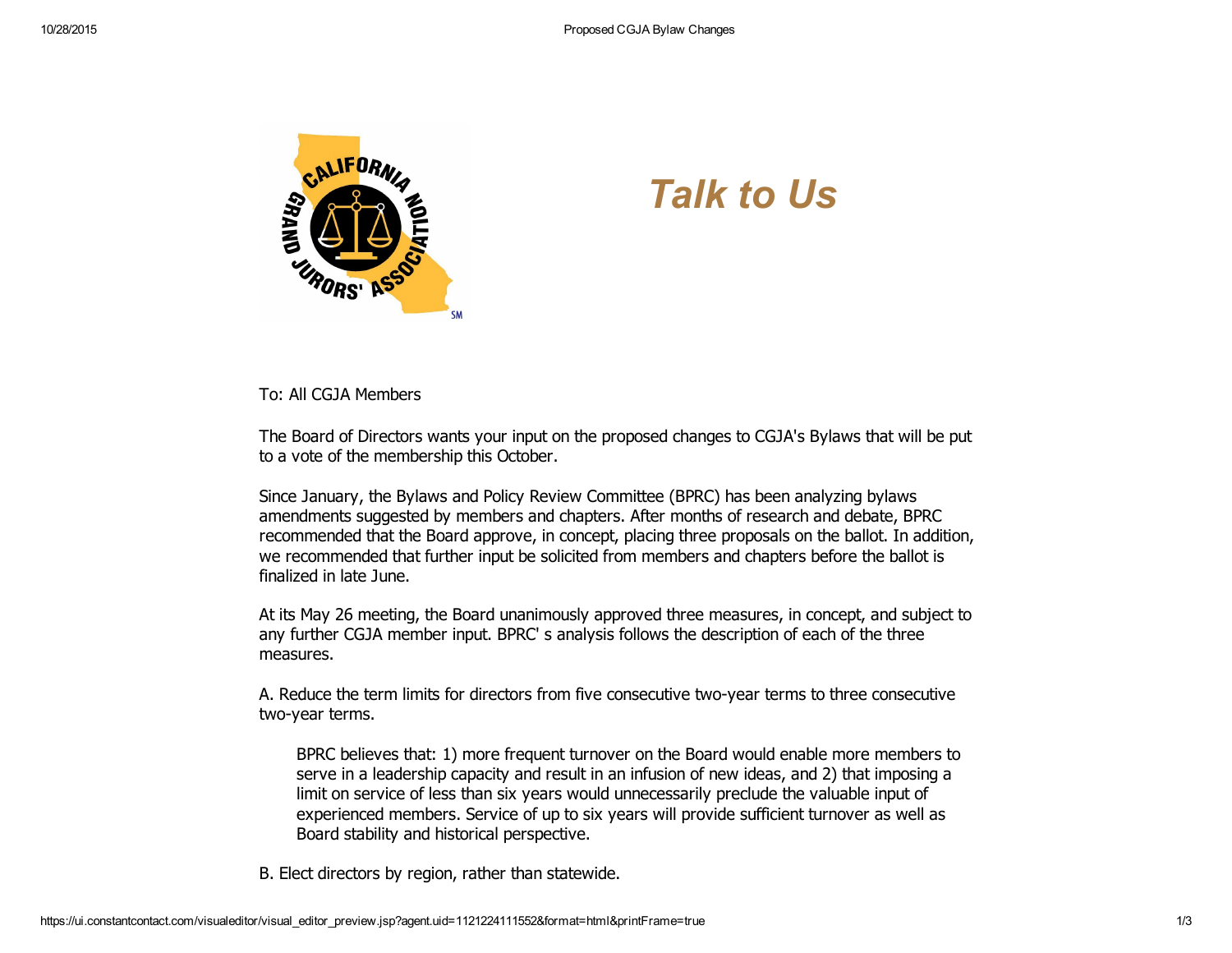# Talk to Us

To: All CGJA Members

The Board of Directors wants your input on the proposed changes to CGJA's Bylaws that will be put to a vote of the membership this October.

Since January, the Bylaws and Policy Review Committee (BPRC) has been analyzing bylaws amendments suggested by members and chapters. After months of research and debate, BPRC recommended that the Board approve, in concept, placing three proposals on the ballot. In addition, we recommended that further input be solicited from members and chapters before the ballot is finalized in late June.

At its May 26 meeting, the Board unanimously approved three measures, in concept, and subject to any further CGJA member input. BPRC' s analysis follows the description of each of the three measures.

A. Reduce the term limits for directors from five consecutive two-year terms to three consecutive two-year terms.

> BPRC believes that: 1) more frequent turnover on the Board would enable more members to serve in a leadership capacity and result in an infusion of new ideas, and 2) that imposing a limit on service of less than six years would unnecessarily preclude the valuable input of experienced members. Service of up to six years will provide sufficient turnover as well as Board stability and historical perspective.

B. Elect directors by region, rather than statewide.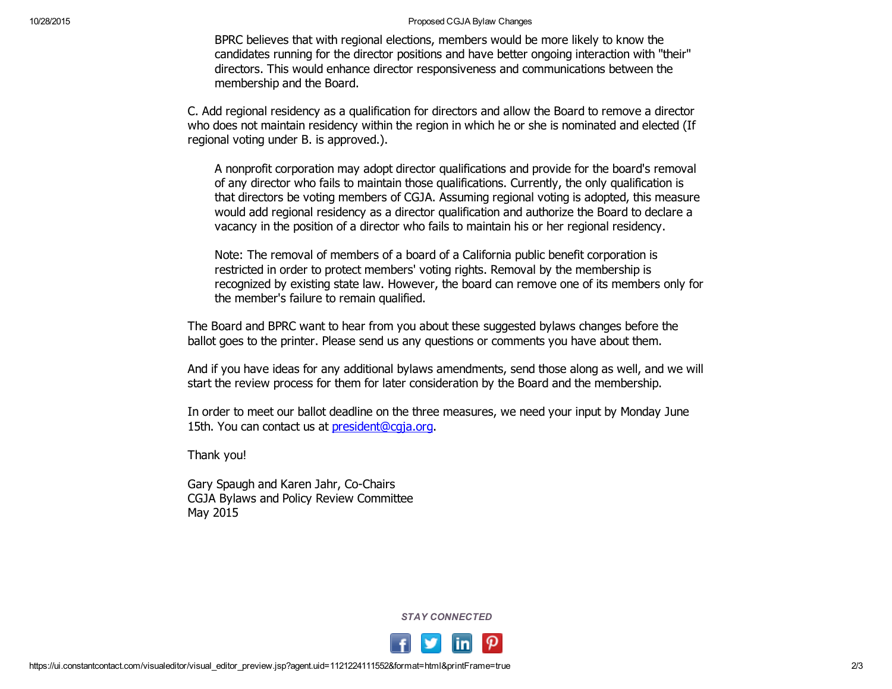BPRC believes that with regional elections, members would be more likely to know the candidates running for the director positions and have better ongoing interaction with "their" directors. This would enhance director responsiveness and communications between the membership and the Board.

C. Add regional residency as a qualification for directors and allow the Board to remove a director who does not maintain residency within the region in which he or she is nominated and elected (If regional voting under B. is approved.).

> A nonprofit corporation may adopt director qualifications and provide for the board's removal of any director who fails to maintain those qualifications. Currently, the only qualification is that directors be voting members of CGJA. Assuming regional voting is adopted, this measure would add regional residency as a director qualification and authorize the Board to declare a vacancy in the position of a director who fails to maintain his or her regional residency.
>
> Note: The removal of members of a board of a California public benefit corporation is restricted in order to protect members' voting rights. Removal by the membership is recognized by existing state law. However, the board can remove one of its members only for the member's failure to remain qualified.

The Board and BPRC want to hear from you about these suggested bylaws changes before the ballot goes to the printer. Please send us any questions or comments you have about them.

And if you have ideas for any additional bylaws amendments, send those along as well, and we will start the review process for them for later consideration by the Board and the membership.

In order to meet our ballot deadline on the three measures, we need your input by Monday June 15th. You can contact us at [president@cgja.org](mailto:president@cgja.org).

Thank you!

Gary Spaugh and Karen Jahr, Co-Chairs
CGJA Bylaws and Policy Review Committee
May 2015

*STAY CONNECTED*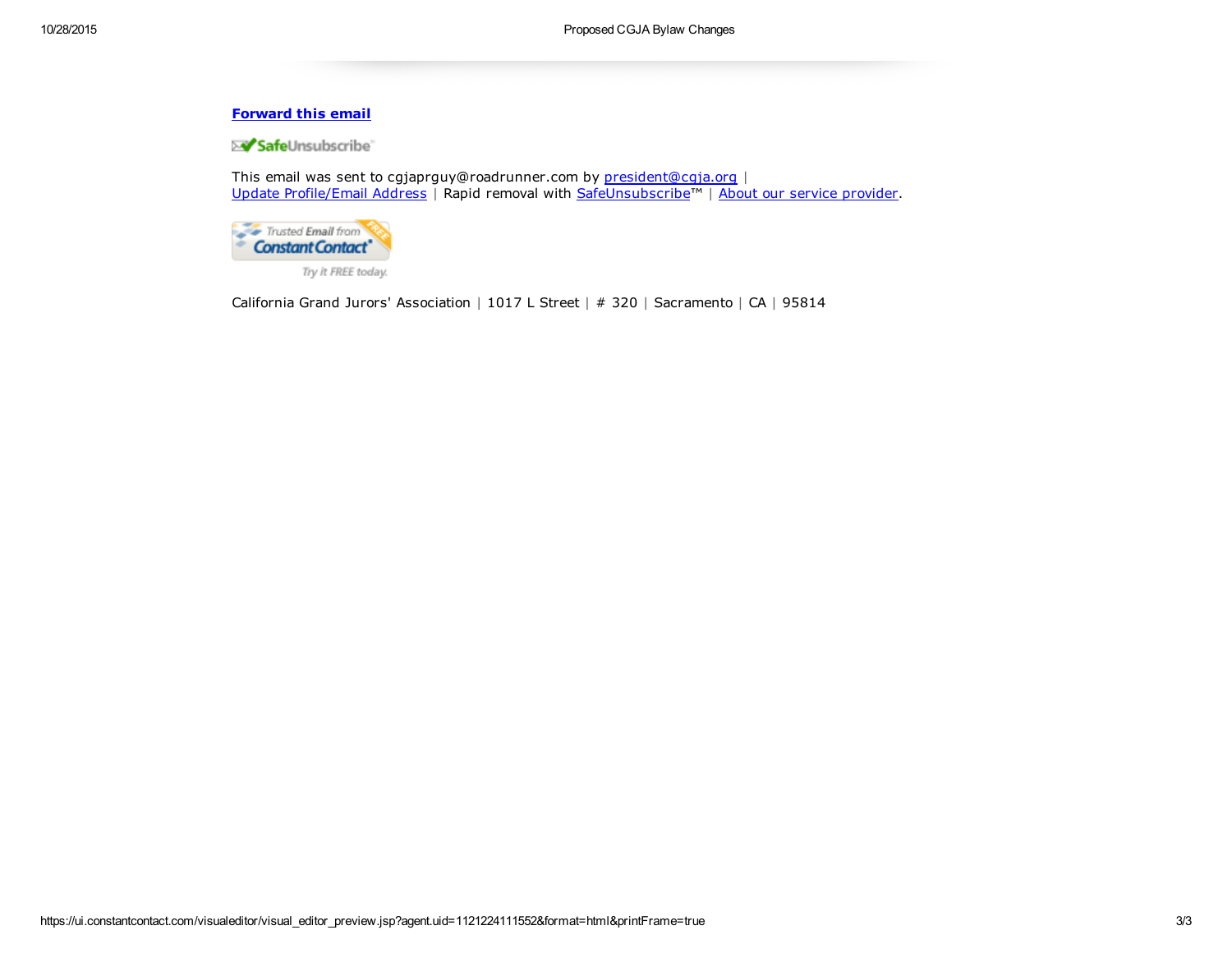**Forward this email**

SafeUnsubscribe

This email was sent to cgjaprguy@roadrunner.com by president@cgja.org | Update Profile/Email Address | Rapid removal with SafeUnsubscribe™ | About our service provider.

Trusted Email from Constant Contact

Try it FREE today.

California Grand Jurors' Association | 1017 L Street | # 320 | Sacramento | CA | 95814